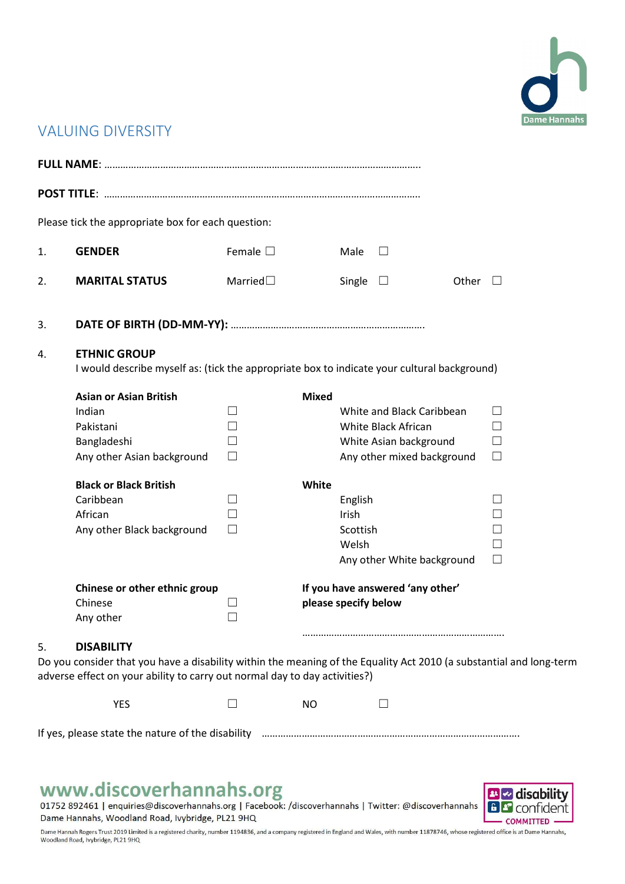# VALUING DIVERSITY

**FULL NAME**: …………………………………………………………………………………………………………….

**POST TITLE**: ……………………………………………………………………………………………………………

Please tick the appropriate box for each question:

1. **GENDER** Female ☐ Male ☐

2. **MARITAL STATUS** Married☐ Single ☐ Other ☐

3. **DATE OF BIRTH (DD-MM-YY):** ……………………………………………………………….

4. **ETHNIC GROUP**

I would describe myself as: (tick the appropriate box to indicate your cultural background)

**Asian or Asian British**

- Indian ☐
- Pakistani ☐
- Bangladeshi ☐
- Any other Asian background ☐

**Black or Black British**

- Caribbean ☐
- African ☐
- Any other Black background ☐

**Chinese or other ethnic group**

- Chinese ☐
- Any other ☐

**Mixed**

- White and Black Caribbean ☐
- White Black African ☐
- White Asian background ☐
- Any other mixed background ☐

**White**

- English ☐
- Irish ☐
- Scottish ☐
- Welsh ☐
- Any other White background ☐

**If you have answered 'any other' please specify below**

…………………………………………………………………….

5. **DISABILITY**

Do you consider that you have a disability within the meaning of the Equality Act 2010 (a substantial and long-term adverse effect on your ability to carry out normal day to day activities?)

YES ☐ NO ☐

If yes, please state the nature of the disability ……………………………………………………………………………………….

**www.discoverhannahs.org**

01752 892461 | enquiries@discoverhannahs.org | Facebook: /discoverhannahs | Twitter: @discoverhannahs

Dame Hannahs, Woodland Road, Ivybridge, PL21 9HQ

Dame Hannah Rogers Trust 2019 Limited is a registered charity, number 1194836, and a company registered in England and Wales, with number 11878746, whose registered office is at Dame Hannahs, Woodland Road, Ivybridge, PL21 9HQ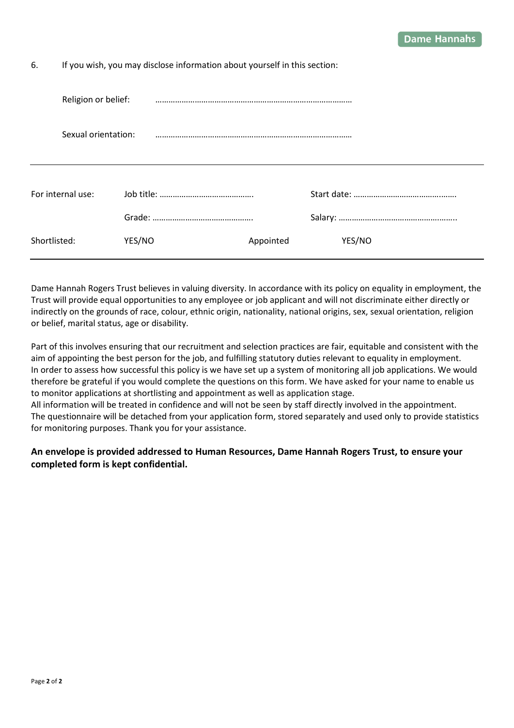6. If you wish, you may disclose information about yourself in this section:

Religion or belief: ………………………………………………………………………………

Sexual orientation: ………………………………………………………………………………

---

| | | | |
|---|---|---|---|
| For internal use: | Job title: ……………………………………. | | Start date: ……………………………………….. |
| | Grade: ………………………………………. | | Salary: ……………………………………………. |
| Shortlisted: | YES/NO | Appointed | YES/NO |

---

Dame Hannah Rogers Trust believes in valuing diversity. In accordance with its policy on equality in employment, the Trust will provide equal opportunities to any employee or job applicant and will not discriminate either directly or indirectly on the grounds of race, colour, ethnic origin, nationality, national origins, sex, sexual orientation, religion or belief, marital status, age or disability.

Part of this involves ensuring that our recruitment and selection practices are fair, equitable and consistent with the aim of appointing the best person for the job, and fulfilling statutory duties relevant to equality in employment. In order to assess how successful this policy is we have set up a system of monitoring all job applications. We would therefore be grateful if you would complete the questions on this form. We have asked for your name to enable us to monitor applications at shortlisting and appointment as well as application stage.
All information will be treated in confidence and will not be seen by staff directly involved in the appointment. The questionnaire will be detached from your application form, stored separately and used only to provide statistics for monitoring purposes. Thank you for your assistance.

**An envelope is provided addressed to Human Resources, Dame Hannah Rogers Trust, to ensure your completed form is kept confidential.**